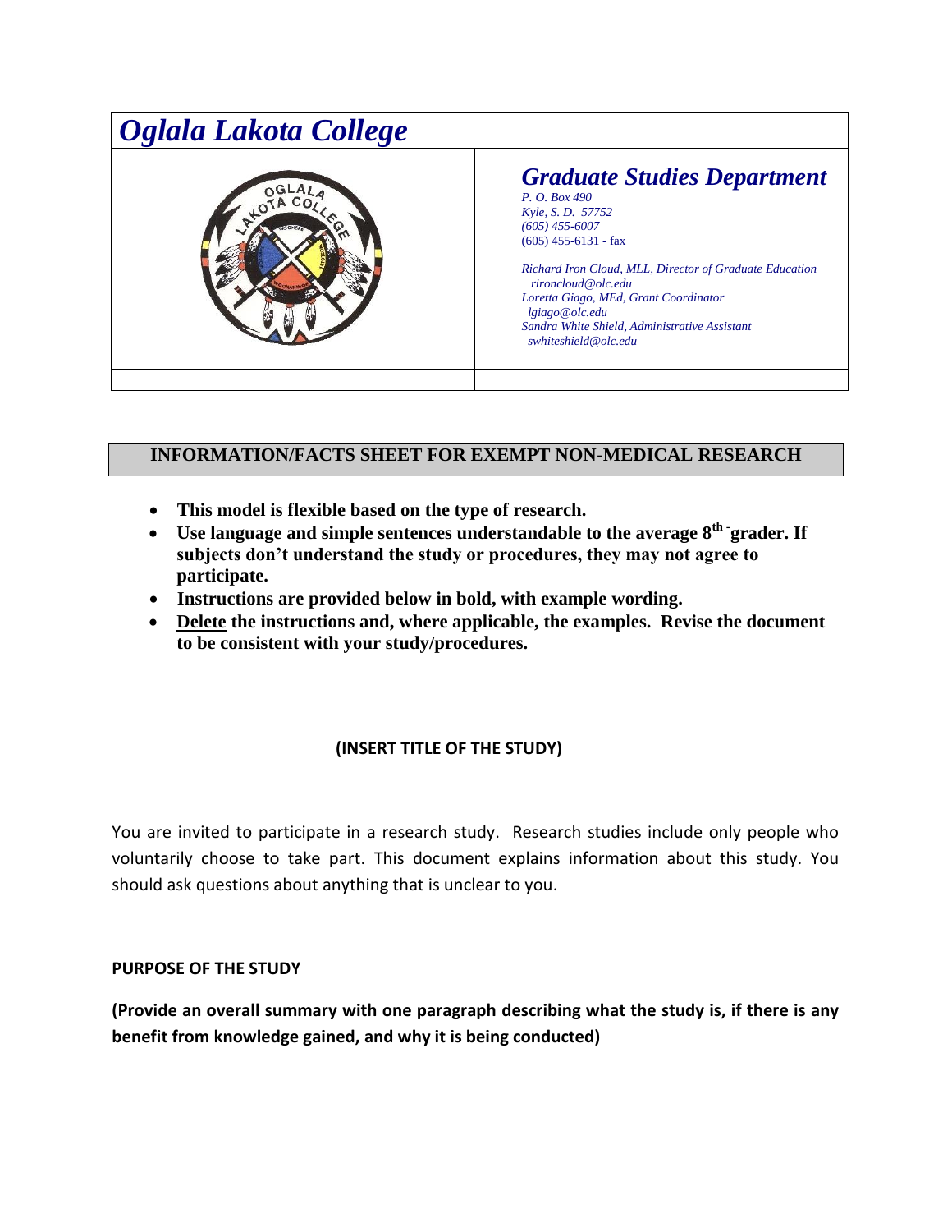# *Oglala Lakota College*

## *Graduate Studies Department*

*P. O. Box 490*
*Kyle, S. D. 57752*
*(605) 455-6007*
(605) 455-6131 - fax

*Richard Iron Cloud, MLL, Director of Graduate Education*
*rironcloud@olc.edu*
*Loretta Giago, MEd, Grant Coordinator*
*lgiago@olc.edu*
*Sandra White Shield, Administrative Assistant*
*swhiteshield@olc.edu*

## INFORMATION/FACTS SHEET FOR EXEMPT NON-MEDICAL RESEARCH

- **This model is flexible based on the type of research.**
- **Use language and simple sentences understandable to the average 8th-grader. If subjects don't understand the study or procedures, they may not agree to participate.**
- **Instructions are provided below in bold, with example wording.**
- **Delete the instructions and, where applicable, the examples. Revise the document to be consistent with your study/procedures.**

**(INSERT TITLE OF THE STUDY)**

You are invited to participate in a research study. Research studies include only people who voluntarily choose to take part. This document explains information about this study. You should ask questions about anything that is unclear to you.

**PURPOSE OF THE STUDY**

**(Provide an overall summary with one paragraph describing what the study is, if there is any benefit from knowledge gained, and why it is being conducted)**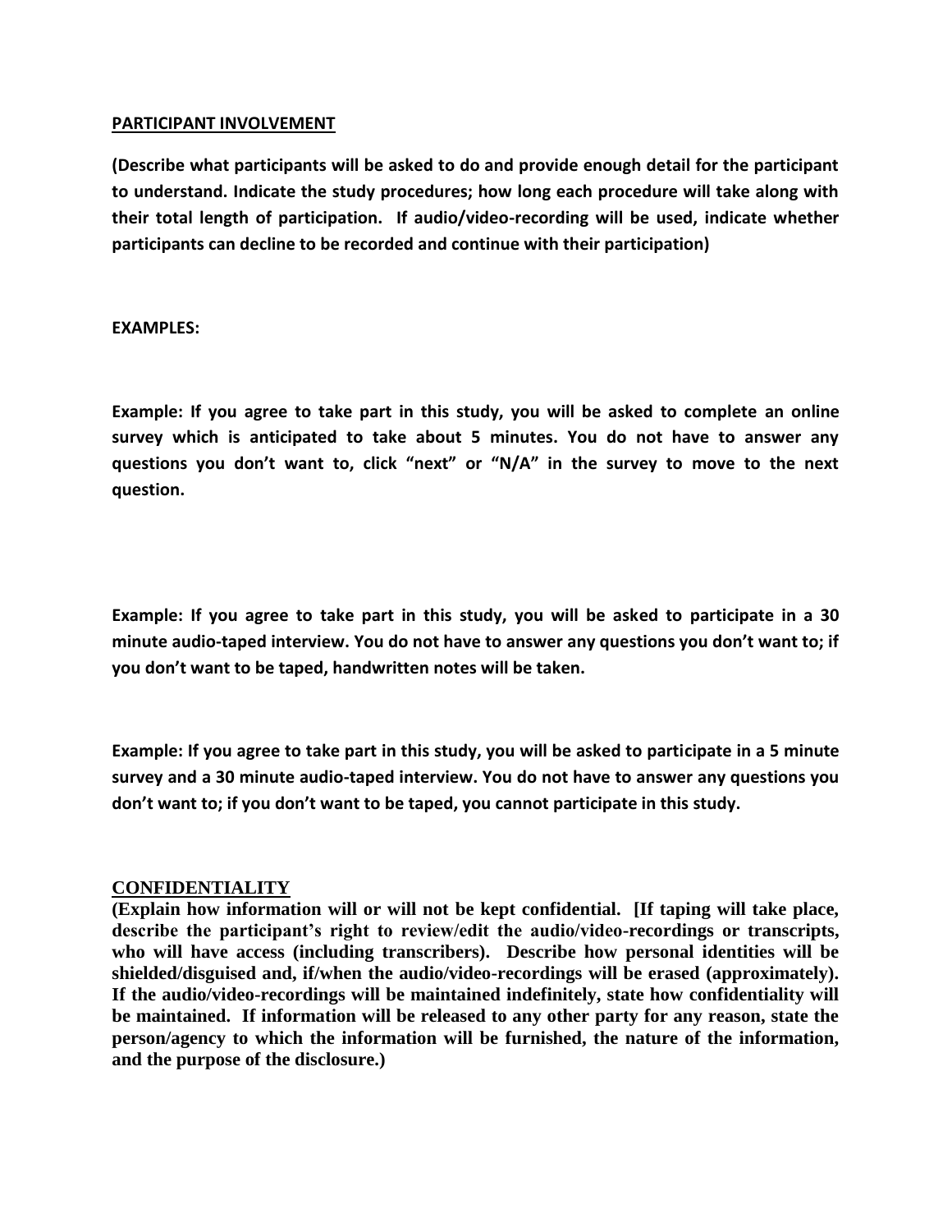## PARTICIPANT INVOLVEMENT

**(Describe what participants will be asked to do and provide enough detail for the participant to understand. Indicate the study procedures; how long each procedure will take along with their total length of participation. If audio/video-recording will be used, indicate whether participants can decline to be recorded and continue with their participation)**

**EXAMPLES:**

**Example: If you agree to take part in this study, you will be asked to complete an online survey which is anticipated to take about 5 minutes. You do not have to answer any questions you don't want to, click "next" or "N/A" in the survey to move to the next question.**

**Example: If you agree to take part in this study, you will be asked to participate in a 30 minute audio-taped interview. You do not have to answer any questions you don't want to; if you don't want to be taped, handwritten notes will be taken.**

**Example: If you agree to take part in this study, you will be asked to participate in a 5 minute survey and a 30 minute audio-taped interview. You do not have to answer any questions you don't want to; if you don't want to be taped, you cannot participate in this study.**

## CONFIDENTIALITY

**(Explain how information will or will not be kept confidential. [If taping will take place, describe the participant's right to review/edit the audio/video-recordings or transcripts, who will have access (including transcribers). Describe how personal identities will be shielded/disguised and, if/when the audio/video-recordings will be erased (approximately). If the audio/video-recordings will be maintained indefinitely, state how confidentiality will be maintained. If information will be released to any other party for any reason, state the person/agency to which the information will be furnished, the nature of the information, and the purpose of the disclosure.)**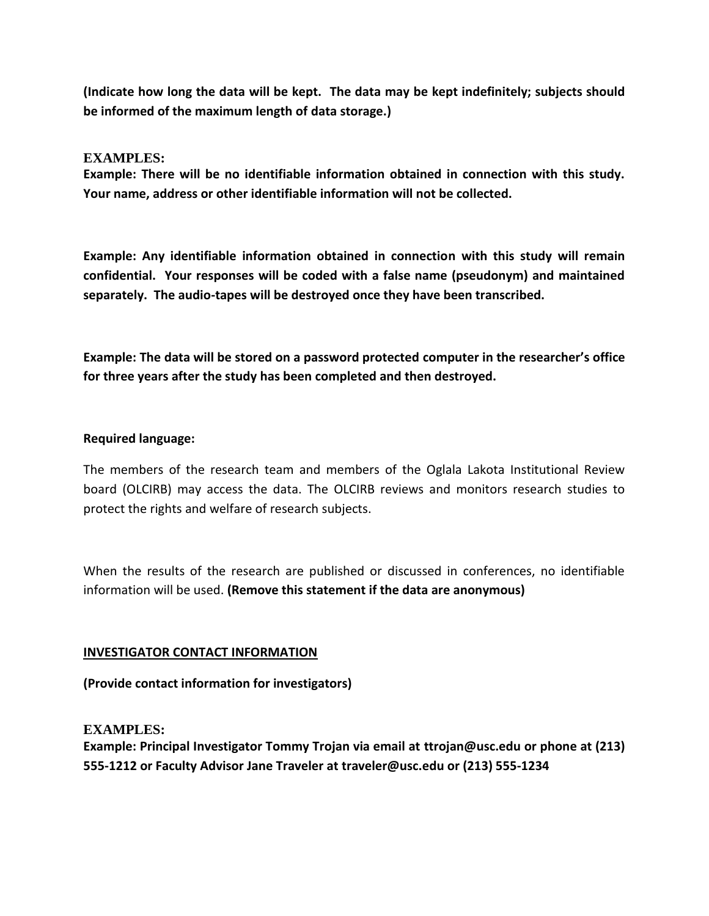**(Indicate how long the data will be kept. The data may be kept indefinitely; subjects should be informed of the maximum length of data storage.)**

**EXAMPLES:**

**Example: There will be no identifiable information obtained in connection with this study. Your name, address or other identifiable information will not be collected.**

**Example: Any identifiable information obtained in connection with this study will remain confidential. Your responses will be coded with a false name (pseudonym) and maintained separately. The audio-tapes will be destroyed once they have been transcribed.**

**Example: The data will be stored on a password protected computer in the researcher's office for three years after the study has been completed and then destroyed.**

**Required language:**

The members of the research team and members of the Oglala Lakota Institutional Review board (OLCIRB) may access the data. The OLCIRB reviews and monitors research studies to protect the rights and welfare of research subjects.

When the results of the research are published or discussed in conferences, no identifiable information will be used. **(Remove this statement if the data are anonymous)**

## INVESTIGATOR CONTACT INFORMATION

**(Provide contact information for investigators)**

**EXAMPLES:**

**Example: Principal Investigator Tommy Trojan via email at ttrojan@usc.edu or phone at (213) 555-1212 or Faculty Advisor Jane Traveler at traveler@usc.edu or (213) 555-1234**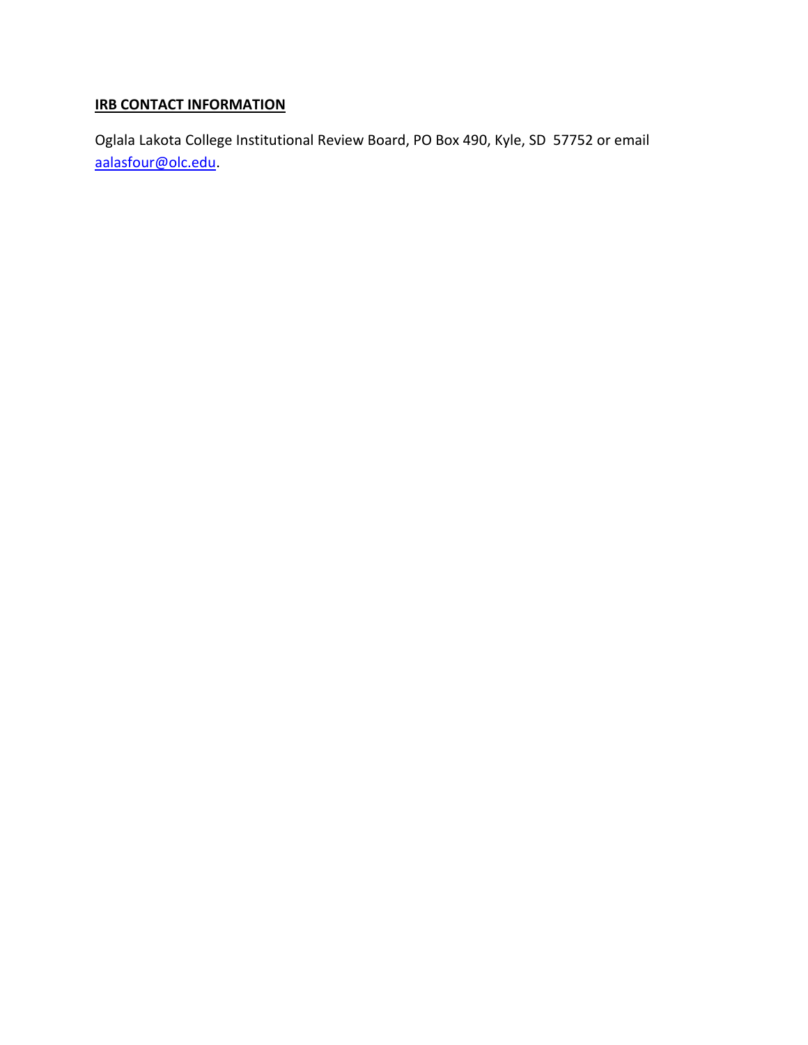**IRB CONTACT INFORMATION**

Oglala Lakota College Institutional Review Board, PO Box 490, Kyle, SD  57752 or email aalasfour@olc.edu.